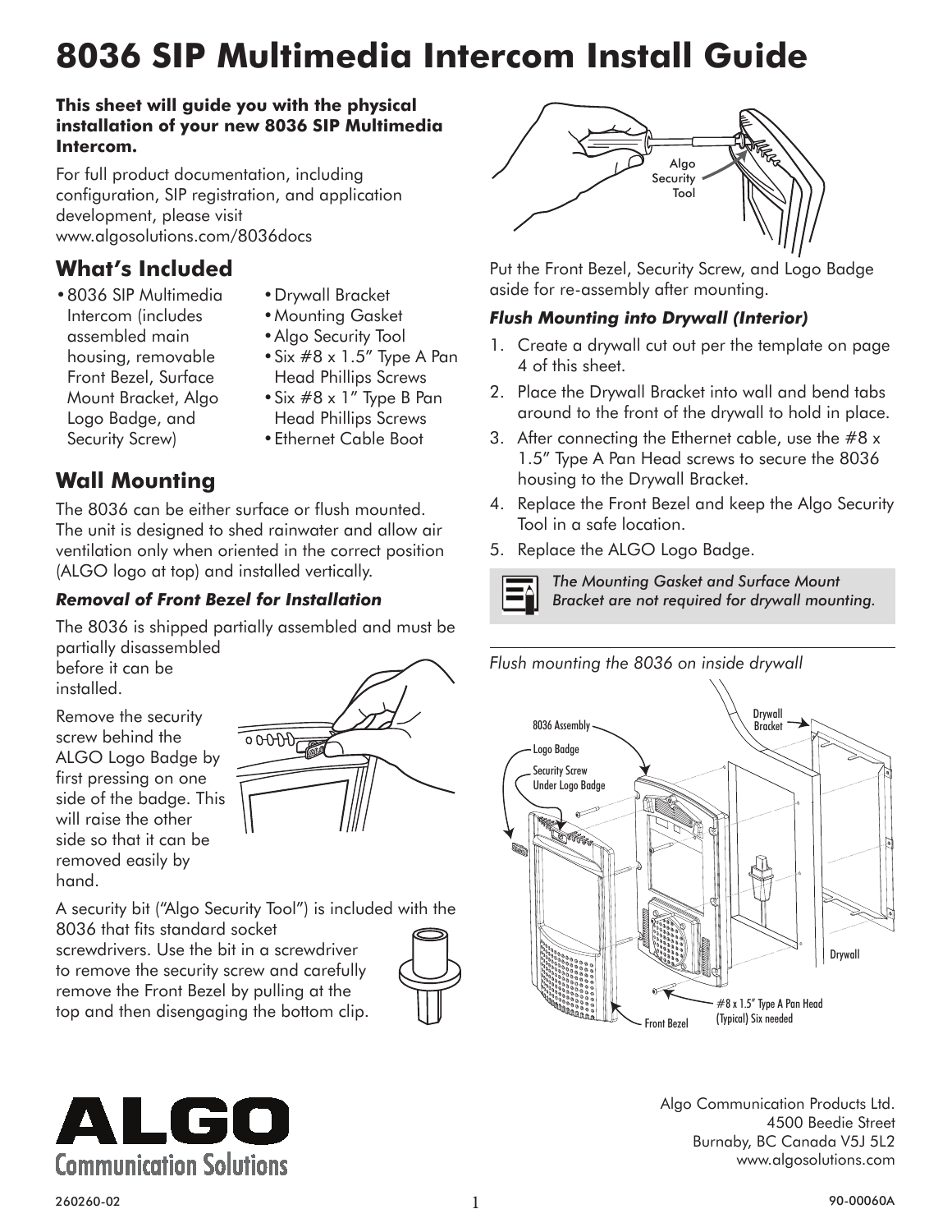# 8036 SIP Multimedia Intercom Install Guide

**This sheet will guide you with the physical installation of your new 8036 SIP Multimedia Intercom.**

For full product documentation, including configuration, SIP registration, and application development, please visit www.algosolutions.com/8036docs

## What's Included

- 8036 SIP Multimedia Intercom (includes assembled main housing, removable Front Bezel, Surface Mount Bracket, Algo Logo Badge, and Security Screw)
- Drywall Bracket
- Mounting Gasket
- Algo Security Tool
- Six #8 x 1.5" Type A Pan Head Phillips Screws
- Six #8 x 1" Type B Pan Head Phillips Screws
- Ethernet Cable Boot

## Wall Mounting

The 8036 can be either surface or flush mounted. The unit is designed to shed rainwater and allow air ventilation only when oriented in the correct position (ALGO logo at top) and installed vertically.

### *Removal of Front Bezel for Installation*

The 8036 is shipped partially assembled and must be partially disassembled before it can be installed.

Remove the security screw behind the ALGO Logo Badge by first pressing on one side of the badge. This will raise the other side so that it can be removed easily by hand.

A security bit ("Algo Security Tool") is included with the 8036 that fits standard socket screwdrivers. Use the bit in a screwdriver to remove the security screw and carefully remove the Front Bezel by pulling at the top and then disengaging the bottom clip.

Algo Security Tool

Put the Front Bezel, Security Screw, and Logo Badge aside for re-assembly after mounting.

### *Flush Mounting into Drywall (Interior)*

1. Create a drywall cut out per the template on page 4 of this sheet.
2. Place the Drywall Bracket into wall and bend tabs around to the front of the drywall to hold in place.
3. After connecting the Ethernet cable, use the #8 x 1.5" Type A Pan Head screws to secure the 8036 housing to the Drywall Bracket.
4. Replace the Front Bezel and keep the Algo Security Tool in a safe location.
5. Replace the ALGO Logo Badge.

> *The Mounting Gasket and Surface Mount Bracket are not required for drywall mounting.*

*Flush mounting the 8036 on inside drywall*

8036 Assembly, Logo Badge, Security Screw Under Logo Badge, Drywall Bracket, Drywall, #8 x 1.5" Type A Pan Head (Typical) Six needed, Front Bezel

Algo Communication Products Ltd.
4500 Beedie Street
Burnaby, BC Canada V5J 5L2
www.algosolutions.com

260260-02

90-00060A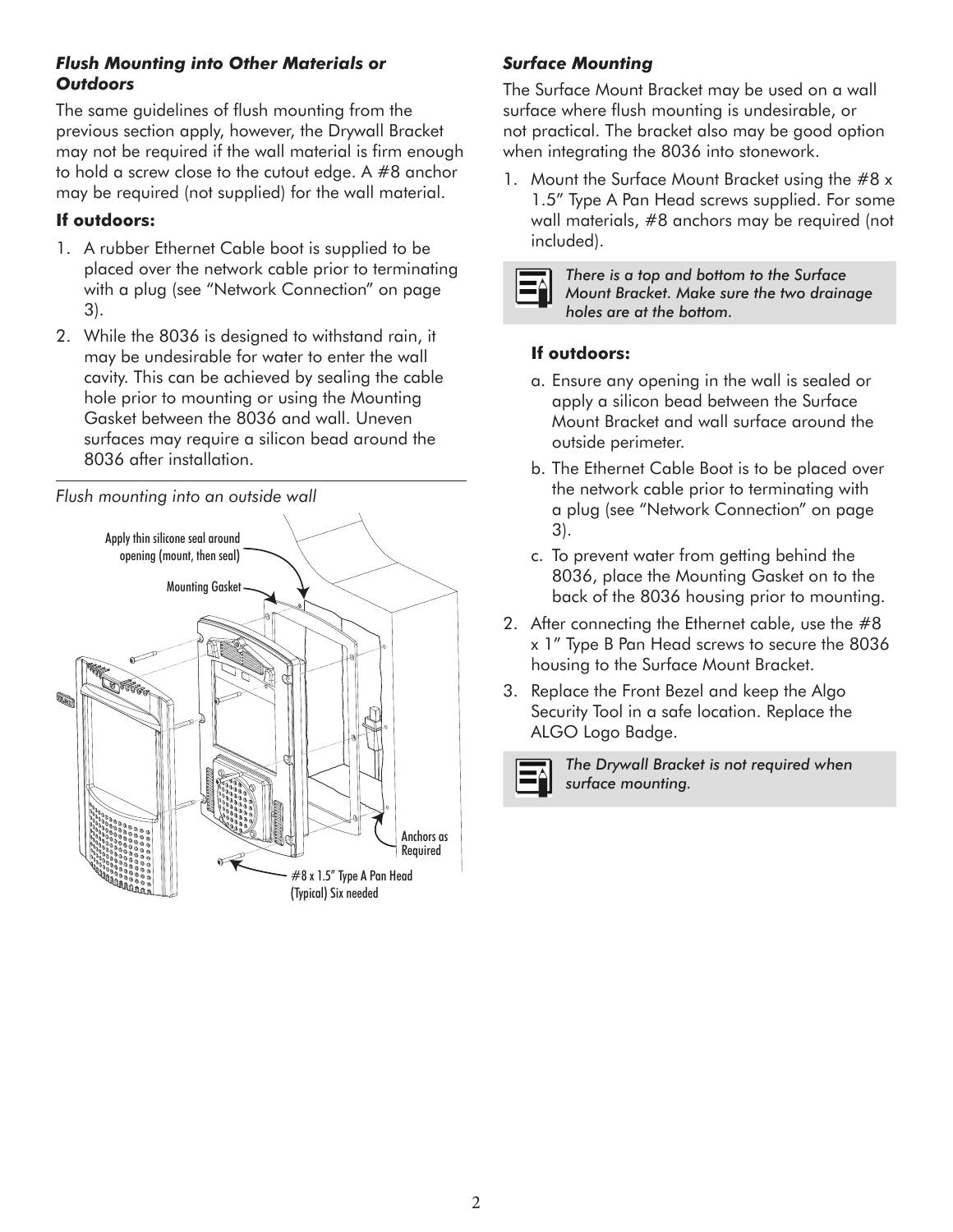### *Flush Mounting into Other Materials or Outdoors*

The same guidelines of flush mounting from the previous section apply, however, the Drywall Bracket may not be required if the wall material is firm enough to hold a screw close to the cutout edge. A #8 anchor may be required (not supplied) for the wall material.

**If outdoors:**

1. A rubber Ethernet Cable boot is supplied to be placed over the network cable prior to terminating with a plug (see "Network Connection" on page 3).
2. While the 8036 is designed to withstand rain, it may be undesirable for water to enter the wall cavity. This can be achieved by sealing the cable hole prior to mounting or using the Mounting Gasket between the 8036 and wall. Uneven surfaces may require a silicon bead around the 8036 after installation.

*Flush mounting into an outside wall*

Apply thin silicone seal around opening (mount, then seal)

Mounting Gasket

Anchors as Required

#8 x 1.5" Type A Pan Head (Typical) Six needed

### *Surface Mounting*

The Surface Mount Bracket may be used on a wall surface where flush mounting is undesirable, or not practical. The bracket also may be good option when integrating the 8036 into stonework.

1. Mount the Surface Mount Bracket using the #8 x 1.5" Type A Pan Head screws supplied. For some wall materials, #8 anchors may be required (not included).

*There is a top and bottom to the Surface Mount Bracket. Make sure the two drainage holes are at the bottom.*

**If outdoors:**

a. Ensure any opening in the wall is sealed or apply a silicon bead between the Surface Mount Bracket and wall surface around the outside perimeter.

b. The Ethernet Cable Boot is to be placed over the network cable prior to terminating with a plug (see "Network Connection" on page 3).

c. To prevent water from getting behind the 8036, place the Mounting Gasket on to the back of the 8036 housing prior to mounting.

2. After connecting the Ethernet cable, use the #8 x 1" Type B Pan Head screws to secure the 8036 housing to the Surface Mount Bracket.
3. Replace the Front Bezel and keep the Algo Security Tool in a safe location. Replace the ALGO Logo Badge.

*The Drywall Bracket is not required when surface mounting.*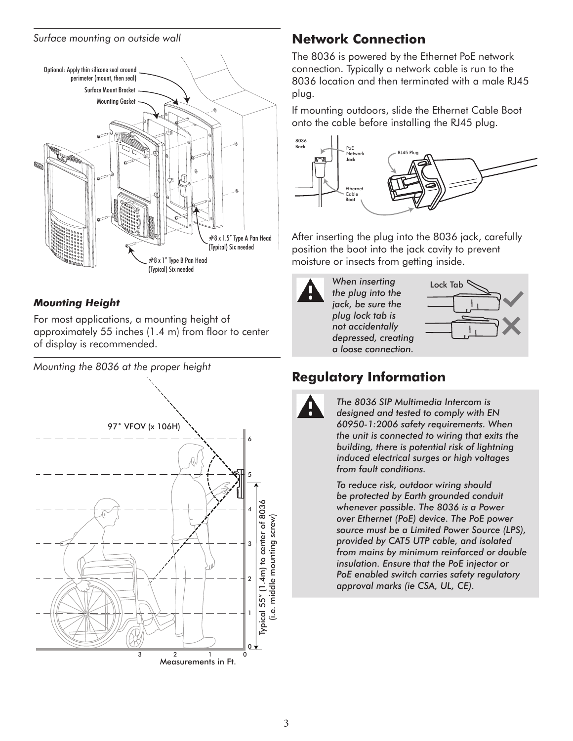*Surface mounting on outside wall*

Optional: Apply thin silicone seal around perimeter (mount, then seal)

Surface Mount Bracket

Mounting Gasket

#8 x 1.5" Type A Pan Head (Typical) Six needed

#8 x 1" Type B Pan Head (Typical) Six needed

### *Mounting Height*

For most applications, a mounting height of approximately 55 inches (1.4 m) from floor to center of display is recommended.

*Mounting the 8036 at the proper height*

97° VFOV (x 106H)

Typical 55" (1.4m) to center of 8036 (i.e. middle mounting screw)

Measurements in Ft.

## Network Connection

The 8036 is powered by the Ethernet PoE network connection. Typically a network cable is run to the 8036 location and then terminated with a male RJ45 plug.

If mounting outdoors, slide the Ethernet Cable Boot onto the cable before installing the RJ45 plug.

8036 Back

PoE Network Jack

RJ45 Plug

Ethernet Cable Boot

After inserting the plug into the 8036 jack, carefully position the boot into the jack cavity to prevent moisture or insects from getting inside.

*When inserting the plug into the jack, be sure the plug lock tab is not accidentally depressed, creating a loose connection.*

Lock Tab

## Regulatory Information

*The 8036 SIP Multimedia Intercom is designed and tested to comply with EN 60950-1:2006 safety requirements. When the unit is connected to wiring that exits the building, there is potential risk of lightning induced electrical surges or high voltages from fault conditions.*

*To reduce risk, outdoor wiring should be protected by Earth grounded conduit whenever possible. The 8036 is a Power over Ethernet (PoE) device. The PoE power source must be a Limited Power Source (LPS), provided by CAT5 UTP cable, and isolated from mains by minimum reinforced or double insulation. Ensure that the PoE injector or PoE enabled switch carries safety regulatory approval marks (ie CSA, UL, CE).*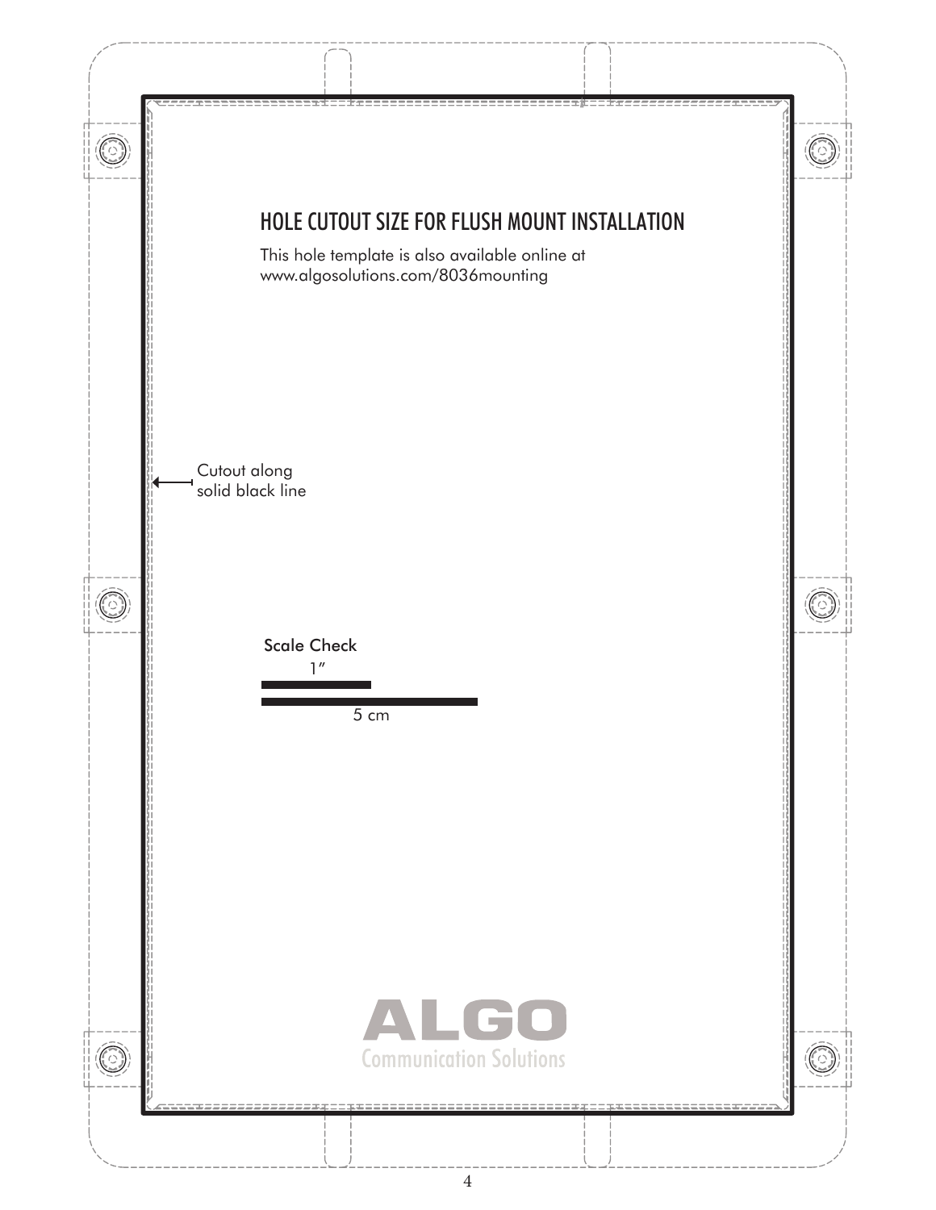# HOLE CUTOUT SIZE FOR FLUSH MOUNT INSTALLATION

This hole template is also available online at
www.algosolutions.com/8036mounting

Cutout along
solid black line

Scale Check

1″

5 cm

ALGO
Communication Solutions